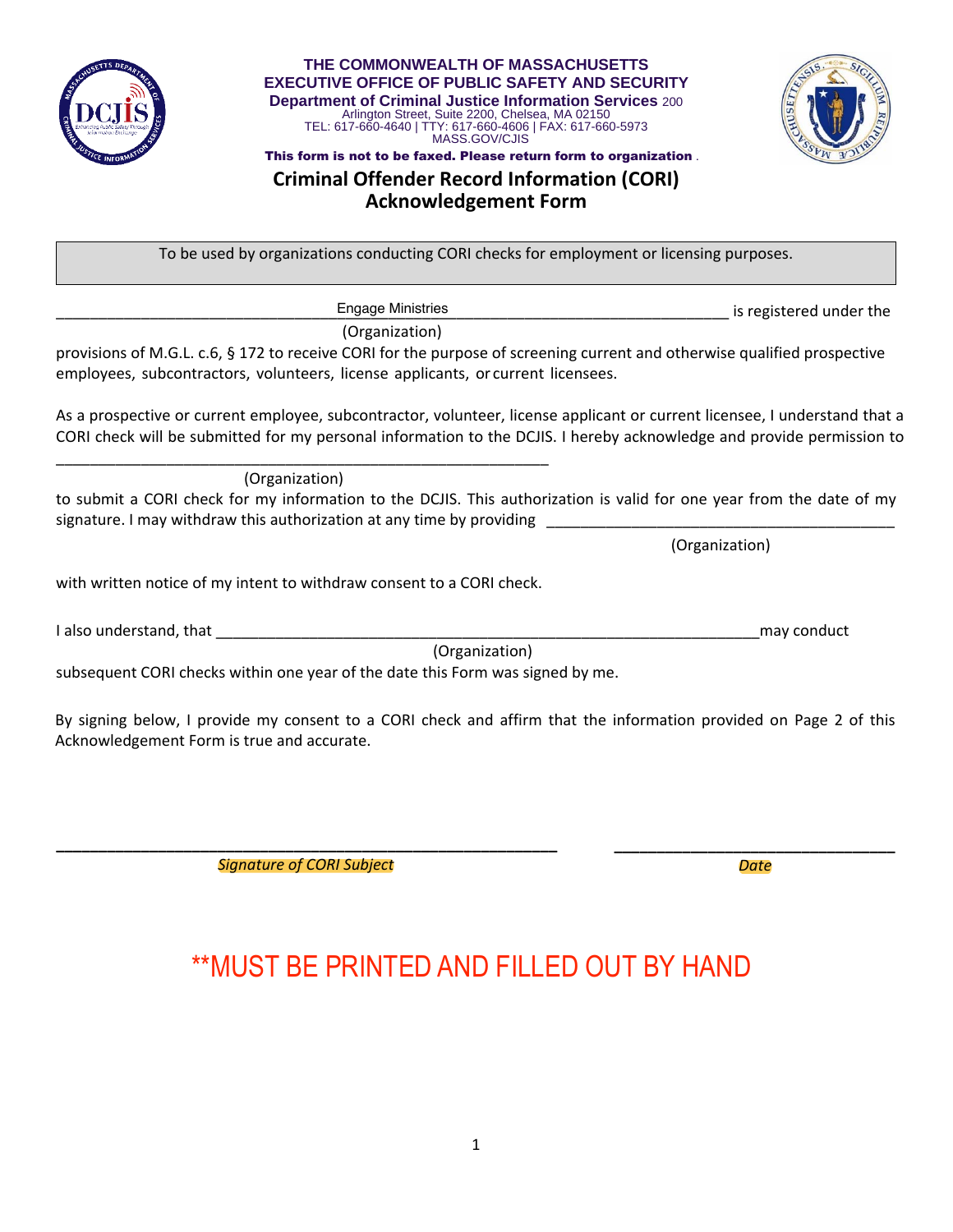THE COMMONWEALTH OF MASSACHUSETTS
EXECUTIVE OFFICE OF PUBLIC SAFETY AND SECURITY
**Department of Criminal Justice Information Services** 200 Arlington Street, Suite 2200, Chelsea, MA 02150
TEL: 617-660-4640 | TTY: 617-660-4606 | FAX: 617-660-5973
MASS.GOV/CJIS

**This form is not to be faxed. Please return form to organization** .

# Criminal Offender Record Information (CORI) Acknowledgement Form

To be used by organizations conducting CORI checks for employment or licensing purposes.

Engage Ministries is registered under the
(Organization)

provisions of M.G.L. c.6, § 172 to receive CORI for the purpose of screening current and otherwise qualified prospective employees, subcontractors, volunteers, license applicants, or current licensees.

As a prospective or current employee, subcontractor, volunteer, license applicant or current licensee, I understand that a CORI check will be submitted for my personal information to the DCJIS. I hereby acknowledge and provide permission to

_______________________________________________
(Organization)

to submit a CORI check for my information to the DCJIS. This authorization is valid for one year from the date of my signature. I may withdraw this authorization at any time by providing _______________________________________
(Organization)

with written notice of my intent to withdraw consent to a CORI check.

I also understand, that _______________________________________________ may conduct
(Organization)

subsequent CORI checks within one year of the date this Form was signed by me.

By signing below, I provide my consent to a CORI check and affirm that the information provided on Page 2 of this Acknowledgement Form is true and accurate.

_______________________________________________ ______________________________

*Signature of CORI Subject* *Date*

**MUST BE PRINTED AND FILLED OUT BY HAND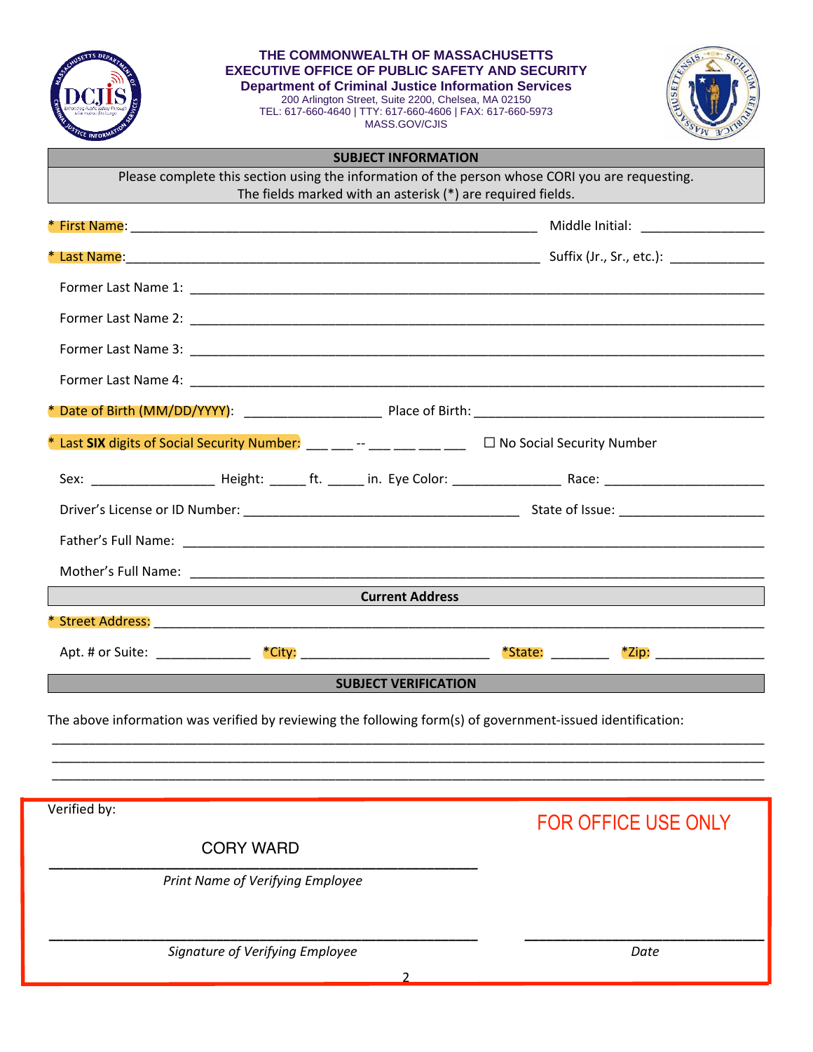THE COMMONWEALTH OF MASSACHUSETTS
EXECUTIVE OFFICE OF PUBLIC SAFETY AND SECURITY
Department of Criminal Justice Information Services
200 Arlington Street, Suite 2200, Chelsea, MA 02150
TEL: 617-660-4640 | TTY: 617-660-4606 | FAX: 617-660-5973
MASS.GOV/CJIS

## SUBJECT INFORMATION

Please complete this section using the information of the person whose CORI you are requesting.
The fields marked with an asterisk (*) are required fields.

* First Name: ________________________________________ Middle Initial: ____________

* Last Name: ________________________________________ Suffix (Jr., Sr., etc.): __________

Former Last Name 1: ________________________________________________

Former Last Name 2: ________________________________________________

Former Last Name 3: ________________________________________________

Former Last Name 4: ________________________________________________

* Date of Birth (MM/DD/YYYY): ______________ Place of Birth: ______________________________

* Last **SIX** digits of Social Security Number: ___ ___ -- ___ ___ ___ ___ ☐ No Social Security Number

Sex: ____________ Height: _____ ft. _____ in. Eye Color: ____________ Race: ________________

Driver's License or ID Number: ______________________________ State of Issue: ______________

Father's Full Name: ________________________________________________

Mother's Full Name: ________________________________________________

### Current Address

* Street Address: ________________________________________________

Apt. # or Suite: __________ *City: ____________________ *State: ________ *Zip: ____________

## SUBJECT VERIFICATION

The above information was verified by reviewing the following form(s) of government-issued identification:

______________________________________________________________________

______________________________________________________________________

______________________________________________________________________

Verified by:

FOR OFFICE USE ONLY

CORY WARD
________________________________________
*Print Name of Verifying Employee*

________________________________________ ____________________
*Signature of Verifying Employee* *Date*